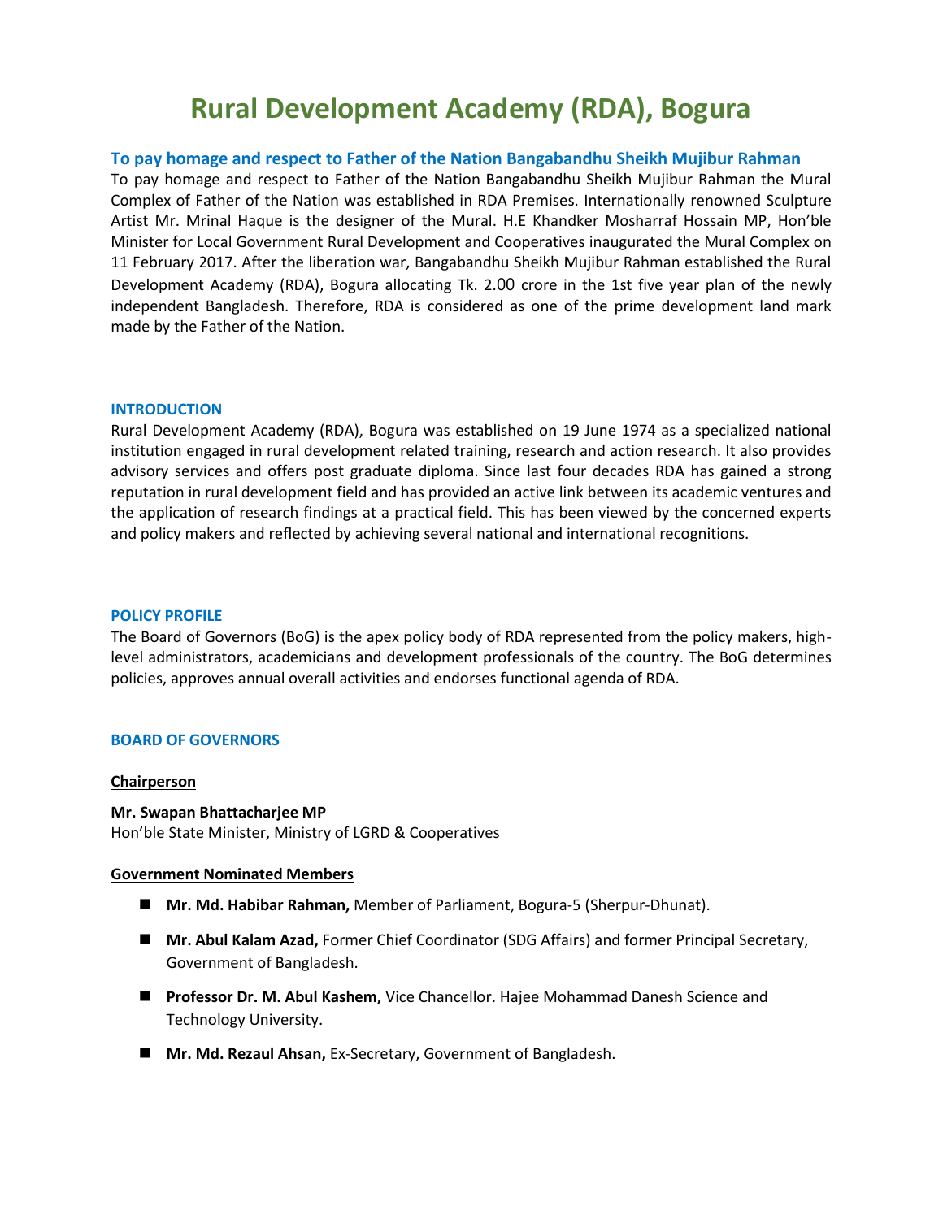# Rural Development Academy (RDA), Bogura

### To pay homage and respect to Father of the Nation Bangabandhu Sheikh Mujibur Rahman

To pay homage and respect to Father of the Nation Bangabandhu Sheikh Mujibur Rahman the Mural Complex of Father of the Nation was established in RDA Premises. Internationally renowned Sculpture Artist Mr. Mrinal Haque is the designer of the Mural. H.E Khandker Mosharraf Hossain MP, Hon'ble Minister for Local Government Rural Development and Cooperatives inaugurated the Mural Complex on 11 February 2017. After the liberation war, Bangabandhu Sheikh Mujibur Rahman established the Rural Development Academy (RDA), Bogura allocating Tk. 2.00 crore in the 1st five year plan of the newly independent Bangladesh. Therefore, RDA is considered as one of the prime development land mark made by the Father of the Nation.

### INTRODUCTION

Rural Development Academy (RDA), Bogura was established on 19 June 1974 as a specialized national institution engaged in rural development related training, research and action research. It also provides advisory services and offers post graduate diploma. Since last four decades RDA has gained a strong reputation in rural development field and has provided an active link between its academic ventures and the application of research findings at a practical field. This has been viewed by the concerned experts and policy makers and reflected by achieving several national and international recognitions.

### POLICY PROFILE

The Board of Governors (BoG) is the apex policy body of RDA represented from the policy makers, high-level administrators, academicians and development professionals of the country. The BoG determines policies, approves annual overall activities and endorses functional agenda of RDA.

### BOARD OF GOVERNORS

**Chairperson**

**Mr. Swapan Bhattacharjee MP**
Hon'ble State Minister, Ministry of LGRD & Cooperatives

**Government Nominated Members**

- **Mr. Md. Habibar Rahman,** Member of Parliament, Bogura-5 (Sherpur-Dhunat).
- **Mr. Abul Kalam Azad,** Former Chief Coordinator (SDG Affairs) and former Principal Secretary, Government of Bangladesh.
- **Professor Dr. M. Abul Kashem,** Vice Chancellor. Hajee Mohammad Danesh Science and Technology University.
- **Mr. Md. Rezaul Ahsan,** Ex-Secretary, Government of Bangladesh.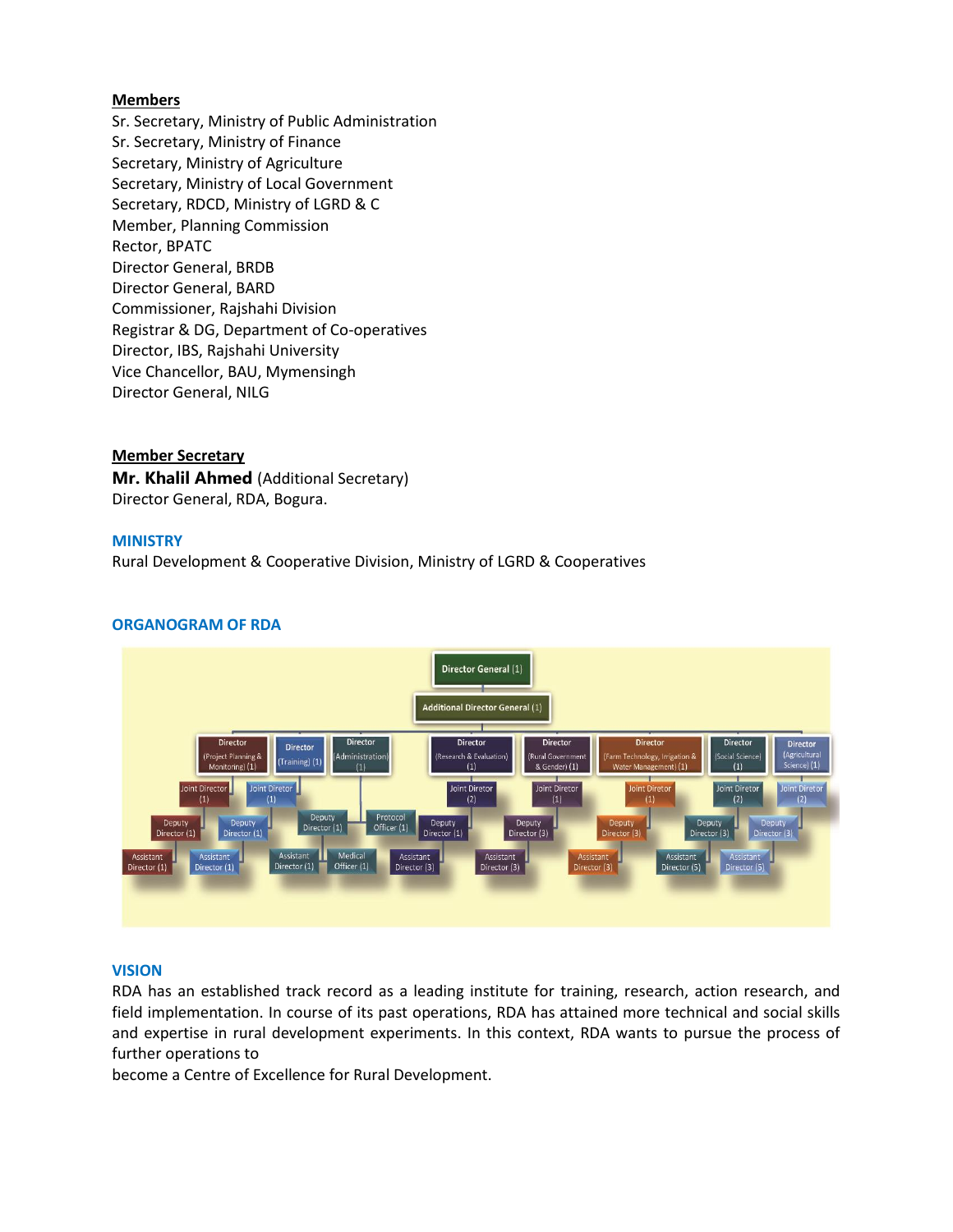**Members**
Sr. Secretary, Ministry of Public Administration
Sr. Secretary, Ministry of Finance
Secretary, Ministry of Agriculture
Secretary, Ministry of Local Government
Secretary, RDCD, Ministry of LGRD & C
Member, Planning Commission
Rector, BPATC
Director General, BRDB
Director General, BARD
Commissioner, Rajshahi Division
Registrar & DG, Department of Co-operatives
Director, IBS, Rajshahi University
Vice Chancellor, BAU, Mymensingh
Director General, NILG

**Member Secretary**
**Mr. Khalil Ahmed** (Additional Secretary)
Director General, RDA, Bogura.

## MINISTRY

Rural Development & Cooperative Division, Ministry of LGRD & Cooperatives

## ORGANOGRAM OF RDA

- Director General (1)
  - Additional Director General (1)
    - Director (Project Planning & Monitoring) (1)
      - Joint Director (1)
      - Deputy Director (1)
      - Assistant Director (1)
    - Director (Training) (1)
      - Joint Director (1)
      - Deputy Director (1)
      - Assistant Director (1)
    - Director (Administration) (1)
      - Deputy Director (1)
      - Assistant Director (1)
      - Protocol Officer (1)
      - Medical Officer (1)
    - Director (Research & Evaluation) (1)
      - Joint Diretor (2)
      - Deputy Director (1)
      - Assistant Director (3)
    - Director (Rural Government & Gender) (1)
      - Joint Diretor (1)
      - Deputy Director (3)
      - Assistant Director (3)
    - Director (Farm Technology, Irrigation & Water Management) (1)
      - Joint Diretor (1)
      - Deputy Director (3)
      - Assistant Director (3)
    - Director (Social Science) (1)
      - Joint Diretor (2)
      - Deputy Director (3)
      - Assistant Director (5)
    - Director (Agricultural Science) (1)
      - Joint Diretor (2)
      - Deputy Director (3)
      - Assistant Director (5)

## VISION

RDA has an established track record as a leading institute for training, research, action research, and field implementation. In course of its past operations, RDA has attained more technical and social skills and expertise in rural development experiments. In this context, RDA wants to pursue the process of further operations to
become a Centre of Excellence for Rural Development.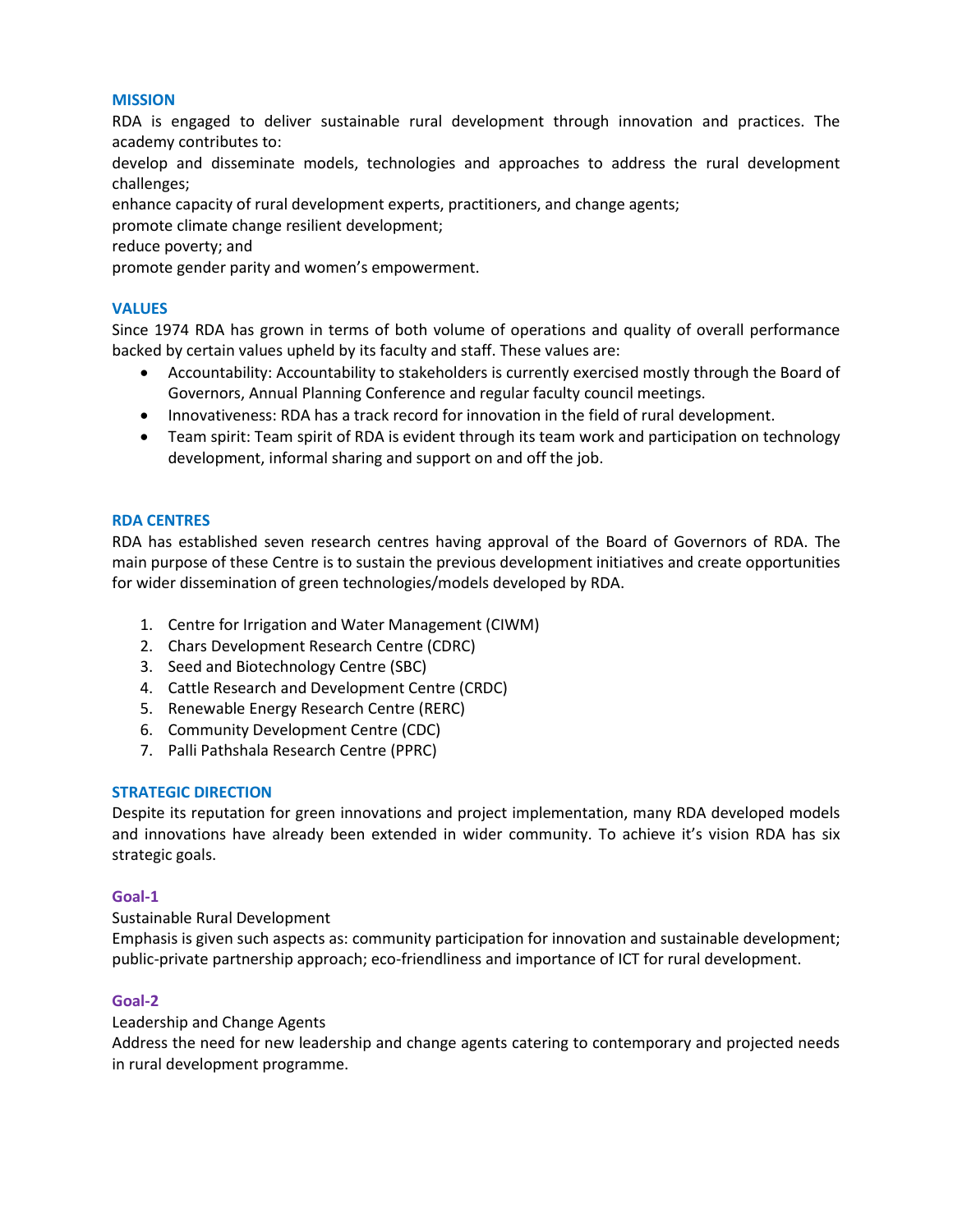## MISSION

RDA is engaged to deliver sustainable rural development through innovation and practices. The academy contributes to:

develop and disseminate models, technologies and approaches to address the rural development challenges;

enhance capacity of rural development experts, practitioners, and change agents;

promote climate change resilient development;

reduce poverty; and

promote gender parity and women's empowerment.

## VALUES

Since 1974 RDA has grown in terms of both volume of operations and quality of overall performance backed by certain values upheld by its faculty and staff. These values are:

- Accountability: Accountability to stakeholders is currently exercised mostly through the Board of Governors, Annual Planning Conference and regular faculty council meetings.
- Innovativeness: RDA has a track record for innovation in the field of rural development.
- Team spirit: Team spirit of RDA is evident through its team work and participation on technology development, informal sharing and support on and off the job.

## RDA CENTRES

RDA has established seven research centres having approval of the Board of Governors of RDA. The main purpose of these Centre is to sustain the previous development initiatives and create opportunities for wider dissemination of green technologies/models developed by RDA.

1. Centre for Irrigation and Water Management (CIWM)
2. Chars Development Research Centre (CDRC)
3. Seed and Biotechnology Centre (SBC)
4. Cattle Research and Development Centre (CRDC)
5. Renewable Energy Research Centre (RERC)
6. Community Development Centre (CDC)
7. Palli Pathshala Research Centre (PPRC)

## STRATEGIC DIRECTION

Despite its reputation for green innovations and project implementation, many RDA developed models and innovations have already been extended in wider community. To achieve it's vision RDA has six strategic goals.

### Goal-1

Sustainable Rural Development

Emphasis is given such aspects as: community participation for innovation and sustainable development; public-private partnership approach; eco-friendliness and importance of ICT for rural development.

### Goal-2

Leadership and Change Agents

Address the need for new leadership and change agents catering to contemporary and projected needs in rural development programme.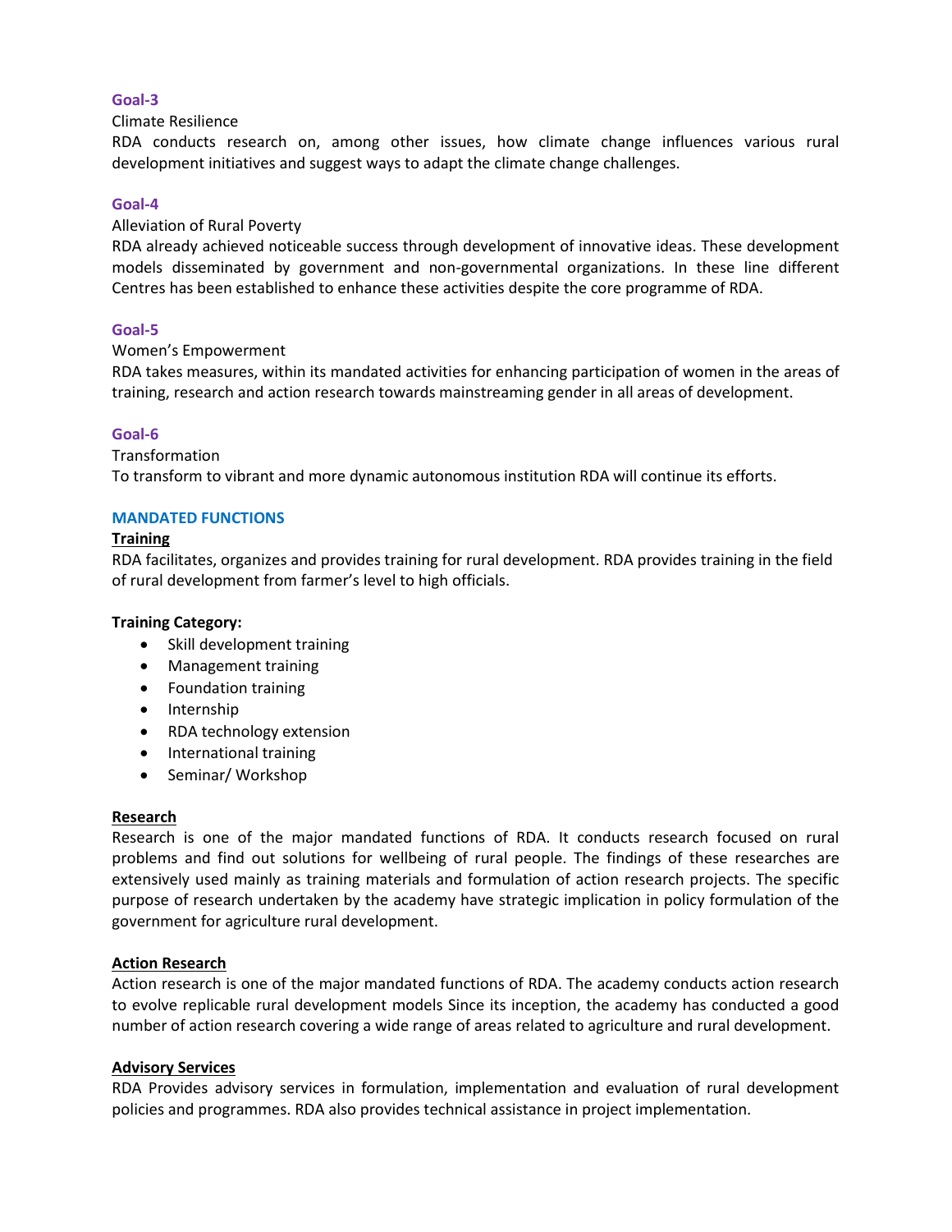### Goal-3

Climate Resilience

RDA conducts research on, among other issues, how climate change influences various rural development initiatives and suggest ways to adapt the climate change challenges.

### Goal-4

Alleviation of Rural Poverty

RDA already achieved noticeable success through development of innovative ideas. These development models disseminated by government and non-governmental organizations. In these line different Centres has been established to enhance these activities despite the core programme of RDA.

### Goal-5

Women's Empowerment

RDA takes measures, within its mandated activities for enhancing participation of women in the areas of training, research and action research towards mainstreaming gender in all areas of development.

### Goal-6

Transformation

To transform to vibrant and more dynamic autonomous institution RDA will continue its efforts.

## MANDATED FUNCTIONS

### Training

RDA facilitates, organizes and provides training for rural development. RDA provides training in the field of rural development from farmer's level to high officials.

**Training Category:**

- Skill development training
- Management training
- Foundation training
- Internship
- RDA technology extension
- International training
- Seminar/ Workshop

### Research

Research is one of the major mandated functions of RDA. It conducts research focused on rural problems and find out solutions for wellbeing of rural people. The findings of these researches are extensively used mainly as training materials and formulation of action research projects. The specific purpose of research undertaken by the academy have strategic implication in policy formulation of the government for agriculture rural development.

### Action Research

Action research is one of the major mandated functions of RDA. The academy conducts action research to evolve replicable rural development models Since its inception, the academy has conducted a good number of action research covering a wide range of areas related to agriculture and rural development.

### Advisory Services

RDA Provides advisory services in formulation, implementation and evaluation of rural development policies and programmes. RDA also provides technical assistance in project implementation.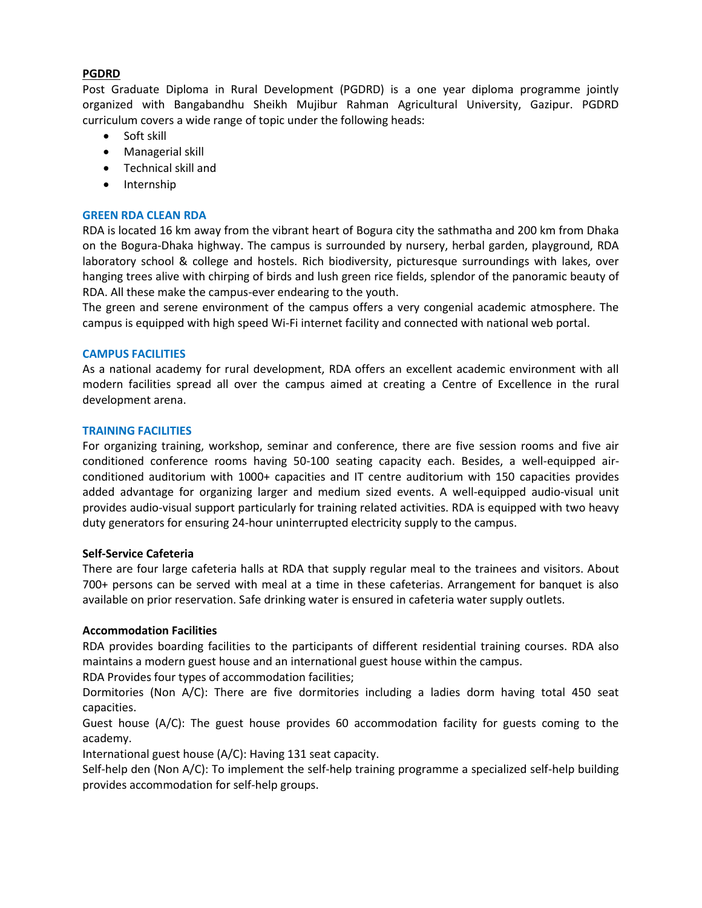## PGDRD

Post Graduate Diploma in Rural Development (PGDRD) is a one year diploma programme jointly organized with Bangabandhu Sheikh Mujibur Rahman Agricultural University, Gazipur. PGDRD curriculum covers a wide range of topic under the following heads:

- Soft skill
- Managerial skill
- Technical skill and
- Internship

## GREEN RDA CLEAN RDA

RDA is located 16 km away from the vibrant heart of Bogura city the sathmatha and 200 km from Dhaka on the Bogura-Dhaka highway. The campus is surrounded by nursery, herbal garden, playground, RDA laboratory school & college and hostels. Rich biodiversity, picturesque surroundings with lakes, over hanging trees alive with chirping of birds and lush green rice fields, splendor of the panoramic beauty of RDA. All these make the campus-ever endearing to the youth.

The green and serene environment of the campus offers a very congenial academic atmosphere. The campus is equipped with high speed Wi-Fi internet facility and connected with national web portal.

## CAMPUS FACILITIES

As a national academy for rural development, RDA offers an excellent academic environment with all modern facilities spread all over the campus aimed at creating a Centre of Excellence in the rural development arena.

## TRAINING FACILITIES

For organizing training, workshop, seminar and conference, there are five session rooms and five air conditioned conference rooms having 50-100 seating capacity each. Besides, a well-equipped air-conditioned auditorium with 1000+ capacities and IT centre auditorium with 150 capacities provides added advantage for organizing larger and medium sized events. A well-equipped audio-visual unit provides audio-visual support particularly for training related activities. RDA is equipped with two heavy duty generators for ensuring 24-hour uninterrupted electricity supply to the campus.

### Self-Service Cafeteria

There are four large cafeteria halls at RDA that supply regular meal to the trainees and visitors. About 700+ persons can be served with meal at a time in these cafeterias. Arrangement for banquet is also available on prior reservation. Safe drinking water is ensured in cafeteria water supply outlets.

### Accommodation Facilities

RDA provides boarding facilities to the participants of different residential training courses. RDA also maintains a modern guest house and an international guest house within the campus.

RDA Provides four types of accommodation facilities;

Dormitories (Non A/C): There are five dormitories including a ladies dorm having total 450 seat capacities.

Guest house (A/C): The guest house provides 60 accommodation facility for guests coming to the academy.

International guest house (A/C): Having 131 seat capacity.

Self-help den (Non A/C): To implement the self-help training programme a specialized self-help building provides accommodation for self-help groups.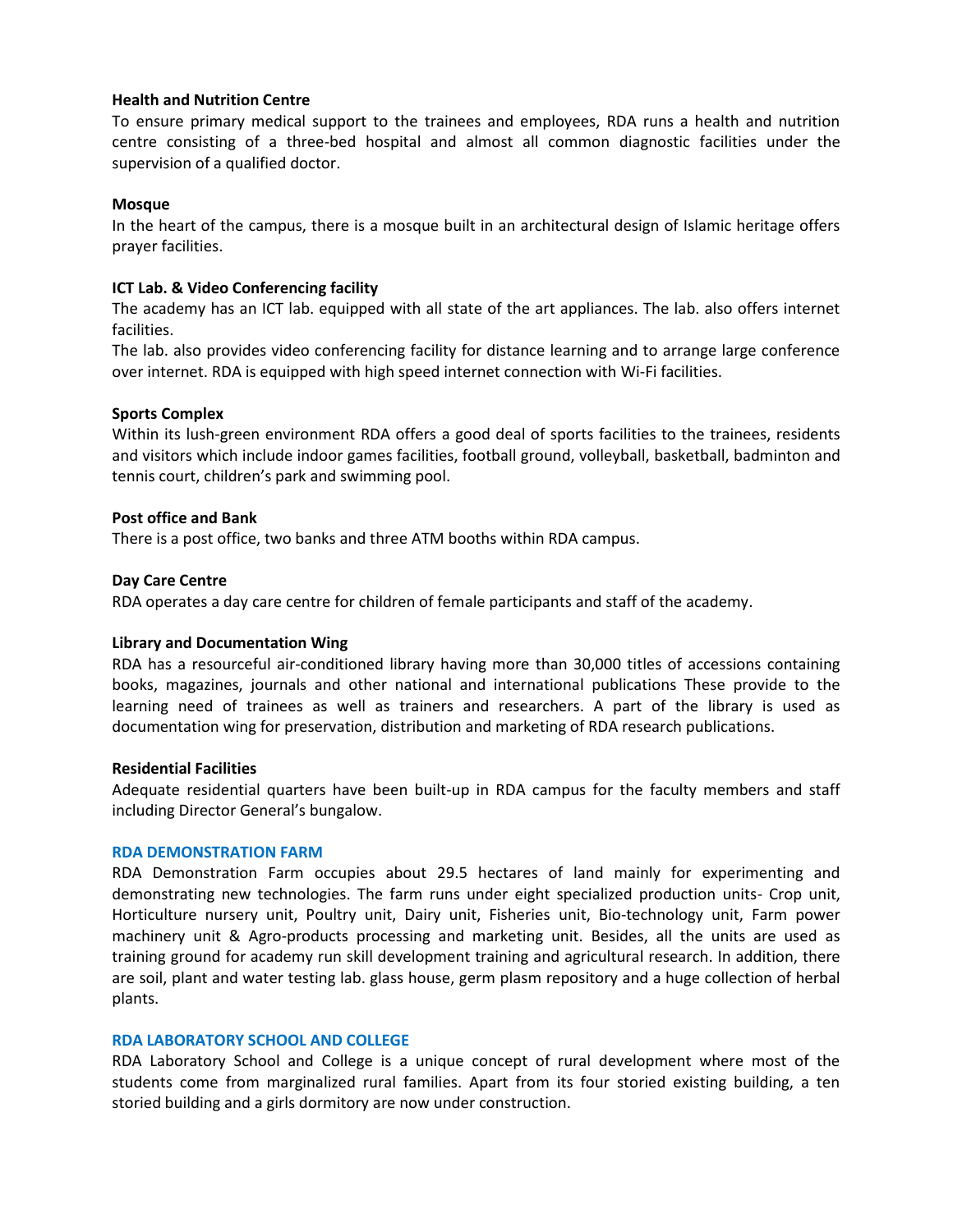**Health and Nutrition Centre**

To ensure primary medical support to the trainees and employees, RDA runs a health and nutrition centre consisting of a three-bed hospital and almost all common diagnostic facilities under the supervision of a qualified doctor.

**Mosque**

In the heart of the campus, there is a mosque built in an architectural design of Islamic heritage offers prayer facilities.

**ICT Lab. & Video Conferencing facility**

The academy has an ICT lab. equipped with all state of the art appliances. The lab. also offers internet facilities.

The lab. also provides video conferencing facility for distance learning and to arrange large conference over internet. RDA is equipped with high speed internet connection with Wi-Fi facilities.

**Sports Complex**

Within its lush-green environment RDA offers a good deal of sports facilities to the trainees, residents and visitors which include indoor games facilities, football ground, volleyball, basketball, badminton and tennis court, children's park and swimming pool.

**Post office and Bank**

There is a post office, two banks and three ATM booths within RDA campus.

**Day Care Centre**

RDA operates a day care centre for children of female participants and staff of the academy.

**Library and Documentation Wing**

RDA has a resourceful air-conditioned library having more than 30,000 titles of accessions containing books, magazines, journals and other national and international publications These provide to the learning need of trainees as well as trainers and researchers. A part of the library is used as documentation wing for preservation, distribution and marketing of RDA research publications.

**Residential Facilities**

Adequate residential quarters have been built-up in RDA campus for the faculty members and staff including Director General's bungalow.

## RDA DEMONSTRATION FARM

RDA Demonstration Farm occupies about 29.5 hectares of land mainly for experimenting and demonstrating new technologies. The farm runs under eight specialized production units- Crop unit, Horticulture nursery unit, Poultry unit, Dairy unit, Fisheries unit, Bio-technology unit, Farm power machinery unit & Agro-products processing and marketing unit. Besides, all the units are used as training ground for academy run skill development training and agricultural research. In addition, there are soil, plant and water testing lab. glass house, germ plasm repository and a huge collection of herbal plants.

## RDA LABORATORY SCHOOL AND COLLEGE

RDA Laboratory School and College is a unique concept of rural development where most of the students come from marginalized rural families. Apart from its four storied existing building, a ten storied building and a girls dormitory are now under construction.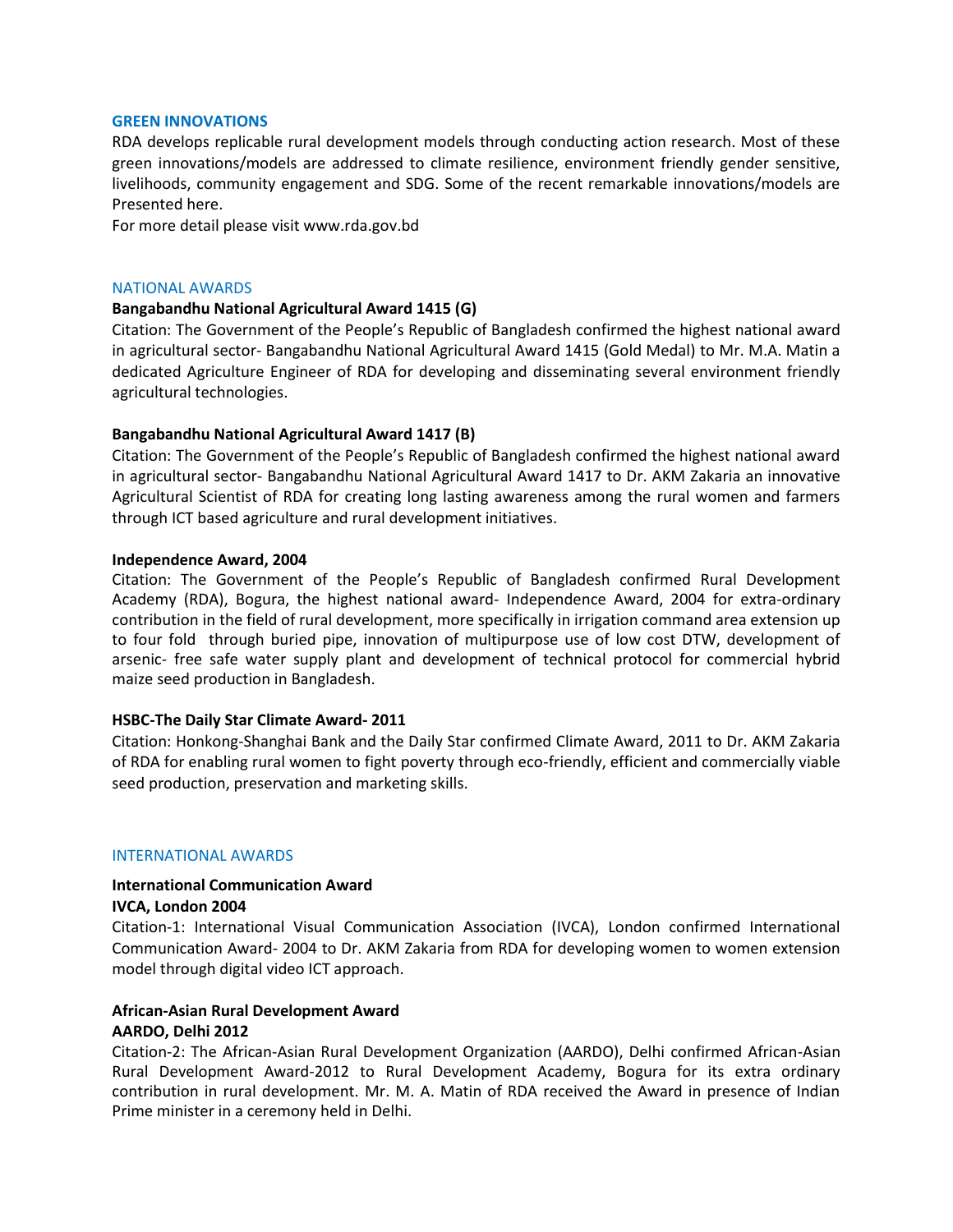## GREEN INNOVATIONS

RDA develops replicable rural development models through conducting action research. Most of these green innovations/models are addressed to climate resilience, environment friendly gender sensitive, livelihoods, community engagement and SDG. Some of the recent remarkable innovations/models are Presented here.

For more detail please visit www.rda.gov.bd

## NATIONAL AWARDS

**Bangabandhu National Agricultural Award 1415 (G)**

Citation: The Government of the People's Republic of Bangladesh confirmed the highest national award in agricultural sector- Bangabandhu National Agricultural Award 1415 (Gold Medal) to Mr. M.A. Matin a dedicated Agriculture Engineer of RDA for developing and disseminating several environment friendly agricultural technologies.

**Bangabandhu National Agricultural Award 1417 (B)**

Citation: The Government of the People's Republic of Bangladesh confirmed the highest national award in agricultural sector- Bangabandhu National Agricultural Award 1417 to Dr. AKM Zakaria an innovative Agricultural Scientist of RDA for creating long lasting awareness among the rural women and farmers through ICT based agriculture and rural development initiatives.

**Independence Award, 2004**

Citation: The Government of the People's Republic of Bangladesh confirmed Rural Development Academy (RDA), Bogura, the highest national award- Independence Award, 2004 for extra-ordinary contribution in the field of rural development, more specifically in irrigation command area extension up to four fold through buried pipe, innovation of multipurpose use of low cost DTW, development of arsenic- free safe water supply plant and development of technical protocol for commercial hybrid maize seed production in Bangladesh.

**HSBC-The Daily Star Climate Award- 2011**

Citation: Honkong-Shanghai Bank and the Daily Star confirmed Climate Award, 2011 to Dr. AKM Zakaria of RDA for enabling rural women to fight poverty through eco-friendly, efficient and commercially viable seed production, preservation and marketing skills.

## INTERNATIONAL AWARDS

**International Communication Award**
**IVCA, London 2004**

Citation-1: International Visual Communication Association (IVCA), London confirmed International Communication Award- 2004 to Dr. AKM Zakaria from RDA for developing women to women extension model through digital video ICT approach.

**African-Asian Rural Development Award**
**AARDO, Delhi 2012**

Citation-2: The African-Asian Rural Development Organization (AARDO), Delhi confirmed African-Asian Rural Development Award-2012 to Rural Development Academy, Bogura for its extra ordinary contribution in rural development. Mr. M. A. Matin of RDA received the Award in presence of Indian Prime minister in a ceremony held in Delhi.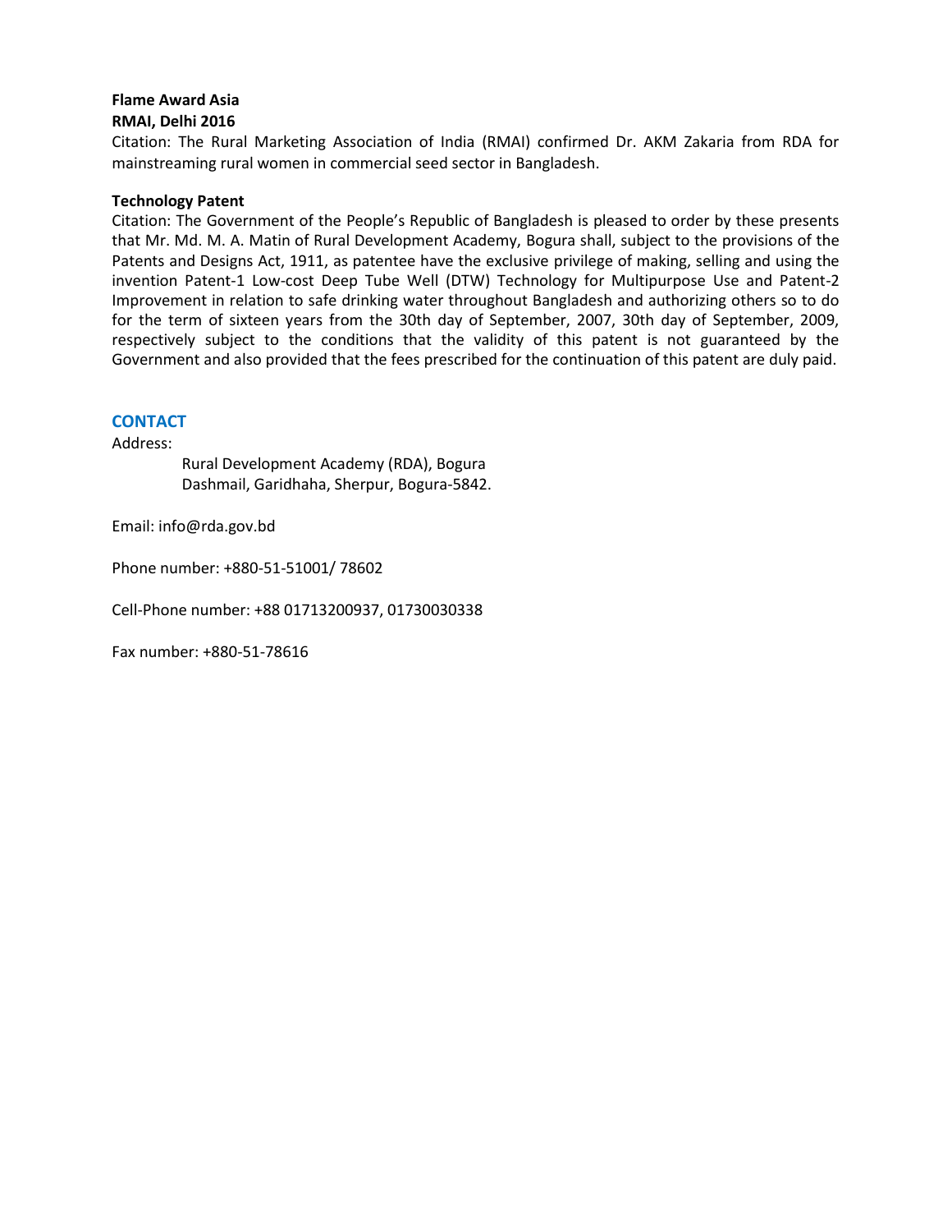**Flame Award Asia**
**RMAI, Delhi 2016**

Citation: The Rural Marketing Association of India (RMAI) confirmed Dr. AKM Zakaria from RDA for mainstreaming rural women in commercial seed sector in Bangladesh.

**Technology Patent**

Citation: The Government of the People's Republic of Bangladesh is pleased to order by these presents that Mr. Md. M. A. Matin of Rural Development Academy, Bogura shall, subject to the provisions of the Patents and Designs Act, 1911, as patentee have the exclusive privilege of making, selling and using the invention Patent-1 Low-cost Deep Tube Well (DTW) Technology for Multipurpose Use and Patent-2 Improvement in relation to safe drinking water throughout Bangladesh and authorizing others so to do for the term of sixteen years from the 30th day of September, 2007, 30th day of September, 2009, respectively subject to the conditions that the validity of this patent is not guaranteed by the Government and also provided that the fees prescribed for the continuation of this patent are duly paid.

## CONTACT

Address:

Rural Development Academy (RDA), Bogura
Dashmail, Garidhaha, Sherpur, Bogura-5842.

Email: info@rda.gov.bd

Phone number: +880-51-51001/ 78602

Cell-Phone number: +88 01713200937, 01730030338

Fax number: +880-51-78616